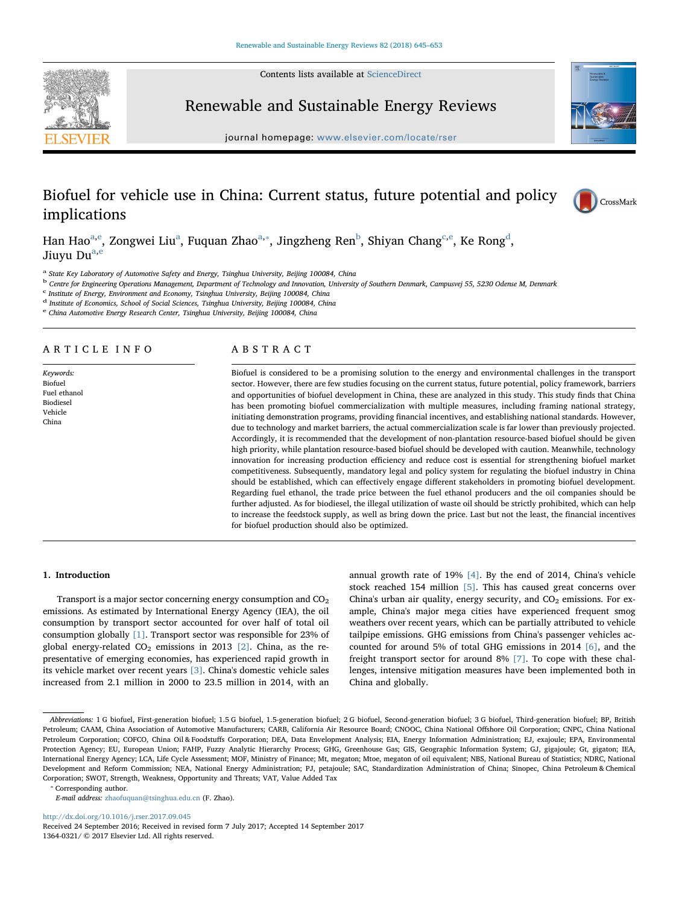# Biofuel for vehicle use in China: Current status, future potential and policy implications

Han Hao[a,e], Zongwei Liu[a], Fuquan Zhao[a,*], Jingzheng Ren[b], Shiyan Chang[c,e], Ke Rong[d], Jiuyu Du[a,e]

[a] State Key Laboratory of Automotive Safety and Energy, Tsinghua University, Beijing 100084, China
[b] Centre for Engineering Operations Management, Department of Technology and Innovation, University of Southern Denmark, Campusvej 55, 5230 Odense M, Denmark
[c] Institute of Energy, Environment and Economy, Tsinghua University, Beijing 100084, China
[d] Institute of Economics, School of Social Sciences, Tsinghua University, Beijing 100084, China
[e] China Automotive Energy Research Center, Tsinghua University, Beijing 100084, China

## ARTICLE INFO

*Keywords:*
Biofuel
Fuel ethanol
Biodiesel
Vehicle
China

## ABSTRACT

Biofuel is considered to be a promising solution to the energy and environmental challenges in the transport sector. However, there are few studies focusing on the current status, future potential, policy framework, barriers and opportunities of biofuel development in China, these are analyzed in this study. This study finds that China has been promoting biofuel commercialization with multiple measures, including framing national strategy, initiating demonstration programs, providing financial incentives, and establishing national standards. However, due to technology and market barriers, the actual commercialization scale is far lower than previously projected. Accordingly, it is recommended that the development of non-plantation resource-based biofuel should be given high priority, while plantation resource-based biofuel should be developed with caution. Meanwhile, technology innovation for increasing production efficiency and reduce cost is essential for strengthening biofuel market competitiveness. Subsequently, mandatory legal and policy system for regulating the biofuel industry in China should be established, which can effectively engage different stakeholders in promoting biofuel development. Regarding fuel ethanol, the trade price between the fuel ethanol producers and the oil companies should be further adjusted. As for biodiesel, the illegal utilization of waste oil should be strictly prohibited, which can help to increase the feedstock supply, as well as bring down the price. Last but not the least, the financial incentives for biofuel production should also be optimized.

## 1. Introduction

Transport is a major sector concerning energy consumption and $CO_2$ emissions. As estimated by International Energy Agency (IEA), the oil consumption by transport sector accounted for over half of total oil consumption globally [1]. Transport sector was responsible for 23% of global energy-related $CO_2$ emissions in 2013 [2]. China, as the representative of emerging economies, has experienced rapid growth in its vehicle market over recent years [3]. China's domestic vehicle sales increased from 2.1 million in 2000 to 23.5 million in 2014, with an annual growth rate of 19% [4]. By the end of 2014, China's vehicle stock reached 154 million [5]. This has caused great concerns over China's urban air quality, energy security, and $CO_2$ emissions. For example, China's major mega cities have experienced frequent smog weathers over recent years, which can be partially attributed to vehicle tailpipe emissions. GHG emissions from China's passenger vehicles accounted for around 5% of total GHG emissions in 2014 [6], and the freight transport sector for around 8% [7]. To cope with these challenges, intensive mitigation measures have been implemented both in China and globally.

*Abbreviations:* 1 G biofuel, First-generation biofuel; 1.5 G biofuel, 1.5-generation biofuel; 2 G biofuel, Second-generation biofuel; 3 G biofuel, Third-generation biofuel; BP, British Petroleum; CAAM, China Association of Automotive Manufacturers; CARB, California Air Resource Board; CNOOC, China National Offshore Oil Corporation; CNPC, China National Petroleum Corporation; COFCO, China Oil & Foodstuffs Corporation; DEA, Data Envelopment Analysis; EIA, Energy Information Administration; EJ, exajoule; EPA, Environmental Protection Agency; EU, European Union; FAHP, Fuzzy Analytic Hierarchy Process; GHG, Greenhouse Gas; GIS, Geographic Information System; GJ, gigajoule; Gt, gigaton; IEA, International Energy Agency; LCA, Life Cycle Assessment; MOF, Ministry of Finance; Mt, megaton; Mtoe, megaton of oil equivalent; NBS, National Bureau of Statistics; NDRC, National Development and Reform Commission; NEA, National Energy Administration; PJ, petajoule; SAC, Standardization Administration of China; Sinopec, China Petroleum & Chemical Corporation; SWOT, Strength, Weakness, Opportunity and Threats; VAT, Value Added Tax

\* Corresponding author.
*E-mail address:* zhaofuquan@tsinghua.edu.cn (F. Zhao).

http://dx.doi.org/10.1016/j.rser.2017.09.045
Received 24 September 2016; Received in revised form 7 July 2017; Accepted 14 September 2017
1364-0321/ © 2017 Elsevier Ltd. All rights reserved.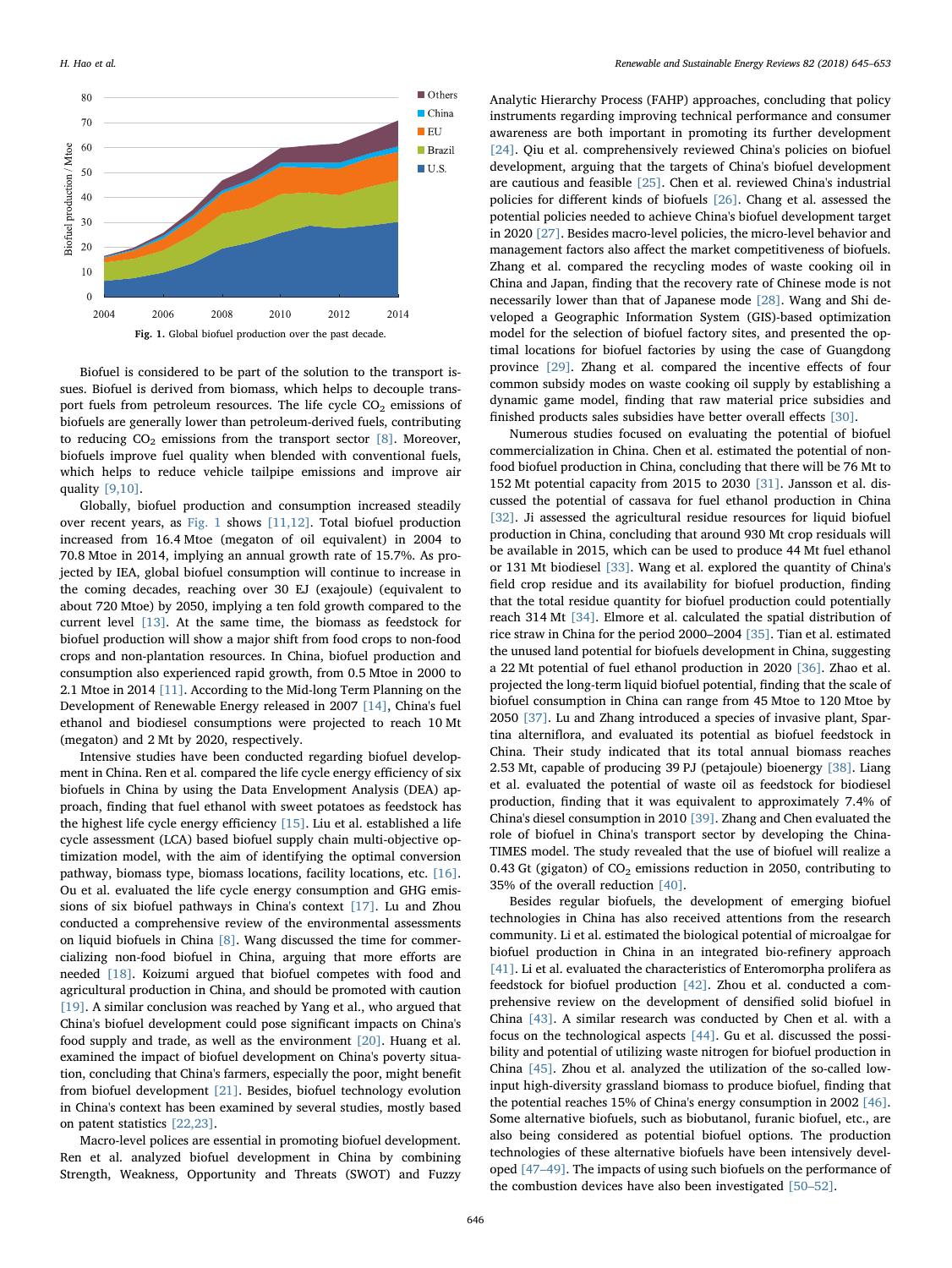Fig. 1. Global biofuel production over the past decade.

Biofuel is considered to be part of the solution to the transport issues. Biofuel is derived from biomass, which helps to decouple transport fuels from petroleum resources. The life cycle $CO_2$ emissions of biofuels are generally lower than petroleum-derived fuels, contributing to reducing $CO_2$ emissions from the transport sector [8]. Moreover, biofuels improve fuel quality when blended with conventional fuels, which helps to reduce vehicle tailpipe emissions and improve air quality [9,10].

Globally, biofuel production and consumption increased steadily over recent years, as Fig. 1 shows [11,12]. Total biofuel production increased from 16.4 Mtoe (megaton of oil equivalent) in 2004 to 70.8 Mtoe in 2014, implying an annual growth rate of 15.7%. As projected by IEA, global biofuel consumption will continue to increase in the coming decades, reaching over 30 EJ (exajoule) (equivalent to about 720 Mtoe) by 2050, implying a ten fold growth compared to the current level [13]. At the same time, the biomass as feedstock for biofuel production will show a major shift from food crops to non-food crops and non-plantation resources. In China, biofuel production and consumption also experienced rapid growth, from 0.5 Mtoe in 2000 to 2.1 Mtoe in 2014 [11]. According to the Mid-long Term Planning on the Development of Renewable Energy released in 2007 [14], China's fuel ethanol and biodiesel consumptions were projected to reach 10 Mt (megaton) and 2 Mt by 2020, respectively.

Intensive studies have been conducted regarding biofuel development in China. Ren et al. compared the life cycle energy efficiency of six biofuels in China by using the Data Envelopment Analysis (DEA) approach, finding that fuel ethanol with sweet potatoes as feedstock has the highest life cycle energy efficiency [15]. Liu et al. established a life cycle assessment (LCA) based biofuel supply chain multi-objective optimization model, with the aim of identifying the optimal conversion pathway, biomass type, biomass locations, facility locations, etc. [16]. Ou et al. evaluated the life cycle energy consumption and GHG emissions of six biofuel pathways in China's context [17]. Lu and Zhou conducted a comprehensive review of the environmental assessments on liquid biofuels in China [8]. Wang discussed the time for commercializing non-food biofuel in China, arguing that more efforts are needed [18]. Koizumi argued that biofuel competes with food and agricultural production in China, and should be promoted with caution [19]. A similar conclusion was reached by Yang et al., who argued that China's biofuel development could pose significant impacts on China's food supply and trade, as well as the environment [20]. Huang et al. examined the impact of biofuel development on China's poverty situation, concluding that China's farmers, especially the poor, might benefit from biofuel development [21]. Besides, biofuel technology evolution in China's context has been examined by several studies, mostly based on patent statistics [22,23].

Macro-level polices are essential in promoting biofuel development. Ren et al. analyzed biofuel development in China by combining Strength, Weakness, Opportunity and Threats (SWOT) and Fuzzy Analytic Hierarchy Process (FAHP) approaches, concluding that policy instruments regarding improving technical performance and consumer awareness are both important in promoting its further development [24]. Qiu et al. comprehensively reviewed China's policies on biofuel development, arguing that the targets of China's biofuel development are cautious and feasible [25]. Chen et al. reviewed China's industrial policies for different kinds of biofuels [26]. Chang et al. assessed the potential policies needed to achieve China's biofuel development target in 2020 [27]. Besides macro-level policies, the micro-level behavior and management factors also affect the market competitiveness of biofuels. Zhang et al. compared the recycling modes of waste cooking oil in China and Japan, finding that the recovery rate of Chinese mode is not necessarily lower than that of Japanese mode [28]. Wang and Shi developed a Geographic Information System (GIS)-based optimization model for the selection of biofuel factory sites, and presented the optimal locations for biofuel factories by using the case of Guangdong province [29]. Zhang et al. compared the incentive effects of four common subsidy modes on waste cooking oil supply by establishing a dynamic game model, finding that raw material price subsidies and finished products sales subsidies have better overall effects [30].

Numerous studies focused on evaluating the potential of biofuel commercialization in China. Chen et al. estimated the potential of non-food biofuel production in China, concluding that there will be 76 Mt to 152 Mt potential capacity from 2015 to 2030 [31]. Jansson et al. discussed the potential of cassava for fuel ethanol production in China [32]. Ji assessed the agricultural residue resources for liquid biofuel production in China, concluding that around 930 Mt crop residuals will be available in 2015, which can be used to produce 44 Mt fuel ethanol or 131 Mt biodiesel [33]. Wang et al. explored the quantity of China's field crop residue and its availability for biofuel production, finding that the total residue quantity for biofuel production could potentially reach 314 Mt [34]. Elmore et al. calculated the spatial distribution of rice straw in China for the period 2000–2004 [35]. Tian et al. estimated the unused land potential for biofuels development in China, suggesting a 22 Mt potential of fuel ethanol production in 2020 [36]. Zhao et al. projected the long-term liquid biofuel potential, finding that the scale of biofuel consumption in China can range from 45 Mtoe to 120 Mtoe by 2050 [37]. Lu and Zhang introduced a species of invasive plant, Spartina alterniflora, and evaluated its potential as biofuel feedstock in China. Their study indicated that its total annual biomass reaches 2.53 Mt, capable of producing 39 PJ (petajoule) bioenergy [38]. Liang et al. evaluated the potential of waste oil as feedstock for biodiesel production, finding that it was equivalent to approximately 7.4% of China's diesel consumption in 2010 [39]. Zhang and Chen evaluated the role of biofuel in China's transport sector by developing the China-TIMES model. The study revealed that the use of biofuel will realize a 0.43 Gt (gigaton) of $CO_2$ emissions reduction in 2050, contributing to 35% of the overall reduction [40].

Besides regular biofuels, the development of emerging biofuel technologies in China has also received attentions from the research community. Li et al. estimated the biological potential of microalgae for biofuel production in China in an integrated bio-refinery approach [41]. Li et al. evaluated the characteristics of Enteromorpha prolifera as feedstock for biofuel production [42]. Zhou et al. conducted a comprehensive review on the development of densified solid biofuel in China [43]. A similar research was conducted by Chen et al. with a focus on the technological aspects [44]. Gu et al. discussed the possibility and potential of utilizing waste nitrogen for biofuel production in China [45]. Zhou et al. analyzed the utilization of the so-called low-input high-diversity grassland biomass to produce biofuel, finding that the potential reaches 15% of China's energy consumption in 2002 [46]. Some alternative biofuels, such as biobutanol, furanic biofuel, etc., are also being considered as potential biofuel options. The production technologies of these alternative biofuels have been intensively developed [47–49]. The impacts of using such biofuels on the performance of the combustion devices have also been investigated [50–52].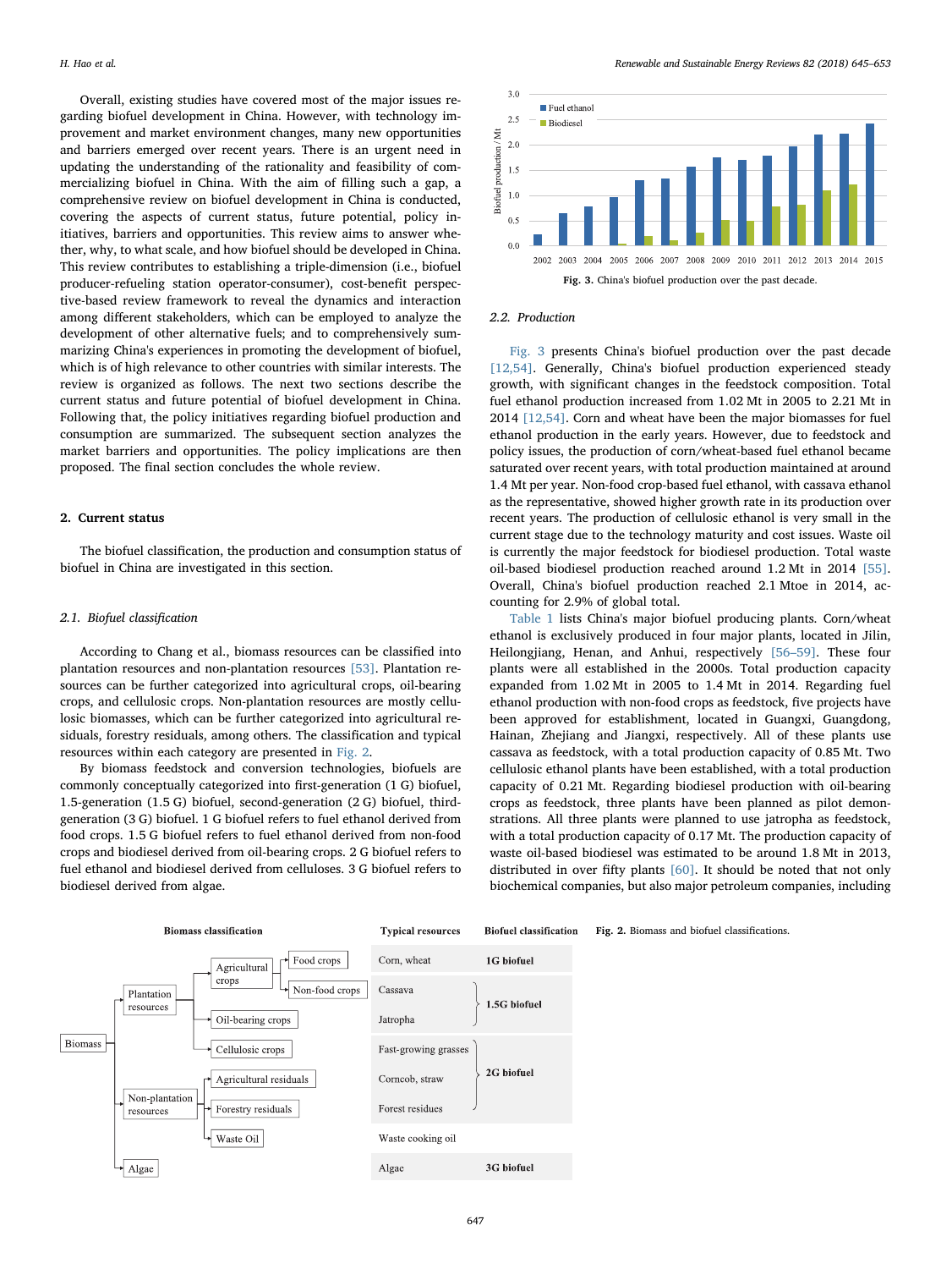Overall, existing studies have covered most of the major issues regarding biofuel development in China. However, with technology improvement and market environment changes, many new opportunities and barriers emerged over recent years. There is an urgent need in updating the understanding of the rationality and feasibility of commercializing biofuel in China. With the aim of filling such a gap, a comprehensive review on biofuel development in China is conducted, covering the aspects of current status, future potential, policy initiatives, barriers and opportunities. This review aims to answer whether, why, to what scale, and how biofuel should be developed in China. This review contributes to establishing a triple-dimension (i.e., biofuel producer-refueling station operator-consumer), cost-benefit perspective-based review framework to reveal the dynamics and interaction among different stakeholders, which can be employed to analyze the development of other alternative fuels; and to comprehensively summarizing China's experiences in promoting the development of biofuel, which is of high relevance to other countries with similar interests. The review is organized as follows. The next two sections describe the current status and future potential of biofuel development in China. Following that, the policy initiatives regarding biofuel production and consumption are summarized. The subsequent section analyzes the market barriers and opportunities. The policy implications are then proposed. The final section concludes the whole review.

## 2. Current status

The biofuel classification, the production and consumption status of biofuel in China are investigated in this section.

### 2.1. Biofuel classification

According to Chang et al., biomass resources can be classified into plantation resources and non-plantation resources [53]. Plantation resources can be further categorized into agricultural crops, oil-bearing crops, and cellulosic crops. Non-plantation resources are mostly cellulosic biomasses, which can be further categorized into agricultural residuals, forestry residuals, among others. The classification and typical resources within each category are presented in Fig. 2.

By biomass feedstock and conversion technologies, biofuels are commonly conceptually categorized into first-generation (1 G) biofuel, 1.5-generation (1.5 G) biofuel, second-generation (2 G) biofuel, third-generation (3 G) biofuel. 1 G biofuel refers to fuel ethanol derived from food crops. 1.5 G biofuel refers to fuel ethanol derived from non-food crops and biodiesel derived from oil-bearing crops. 2 G biofuel refers to fuel ethanol and biodiesel derived from celluloses. 3 G biofuel refers to biodiesel derived from algae.

| Biomass classification | | | Typical resources | Biofuel classification |
|---|---|---|---|---|
| Biomass → Plantation resources | Agricultural crops | Food crops | Corn, wheat | 1G biofuel |
| | | Non-food crops | Cassava | 1.5G biofuel |
| | Oil-bearing crops | | Jatropha | 1.5G biofuel |
| | Cellulosic crops | | Fast-growing grasses | 2G biofuel |
| Biomass → Non-plantation resources | Agricultural residuals | | Corncob, straw | 2G biofuel |
| | Forestry residuals | | Forest residues | 2G biofuel |
| | Waste Oil | | Waste cooking oil | |
| Biomass → Algae | | | Algae | 3G biofuel |

Fig. 2. Biomass and biofuel classifications.

| Year | Fuel ethanol (Mt) | Biodiesel (Mt) |
|---|---|---|
| 2002 | ~0.2 | |
| 2003 | ~0.65 | |
| 2004 | ~0.8 | |
| 2005 | ~1.0 | ~0.03 |
| 2006 | ~1.3 | ~0.2 |
| 2007 | ~1.35 | ~0.1 |
| 2008 | ~1.55 | ~0.25 |
| 2009 | ~1.75 | ~0.5 |
| 2010 | ~1.7 | ~0.5 |
| 2011 | ~1.8 | ~0.8 |
| 2012 | ~1.95 | ~0.8 |
| 2013 | ~2.2 | ~1.1 |
| 2014 | ~2.2 | ~1.2 |
| 2015 | ~2.4 | |

Fig. 3. China's biofuel production over the past decade.

### 2.2. Production

Fig. 3 presents China's biofuel production over the past decade [12,54]. Generally, China's biofuel production experienced steady growth, with significant changes in the feedstock composition. Total fuel ethanol production increased from 1.02 Mt in 2005 to 2.21 Mt in 2014 [12,54]. Corn and wheat have been the major biomasses for fuel ethanol production in the early years. However, due to feedstock and policy issues, the production of corn/wheat-based fuel ethanol became saturated over recent years, with total production maintained at around 1.4 Mt per year. Non-food crop-based fuel ethanol, with cassava ethanol as the representative, showed higher growth rate in its production over recent years. The production of cellulosic ethanol is very small in the current stage due to the technology maturity and cost issues. Waste oil is currently the major feedstock for biodiesel production. Total waste oil-based biodiesel production reached around 1.2 Mt in 2014 [55]. Overall, China's biofuel production reached 2.1 Mtoe in 2014, accounting for 2.9% of global total.

Table 1 lists China's major biofuel producing plants. Corn/wheat ethanol is exclusively produced in four major plants, located in Jilin, Heilongjiang, Henan, and Anhui, respectively [56–59]. These four plants were all established in the 2000s. Total production capacity expanded from 1.02 Mt in 2005 to 1.4 Mt in 2014. Regarding fuel ethanol production with non-food crops as feedstock, five projects have been approved for establishment, located in Guangxi, Guangdong, Hainan, Zhejiang and Jiangxi, respectively. All of these plants use cassava as feedstock, with a total production capacity of 0.85 Mt. Two cellulosic ethanol plants have been established, with a total production capacity of 0.21 Mt. Regarding biodiesel production with oil-bearing crops as feedstock, three plants have been planned as pilot demonstrations. All three plants were planned to use jatropha as feedstock, with a total production capacity of 0.17 Mt. The production capacity of waste oil-based biodiesel was estimated to be around 1.8 Mt in 2013, distributed in over fifty plants [60]. It should be noted that not only biochemical companies, but also major petroleum companies, including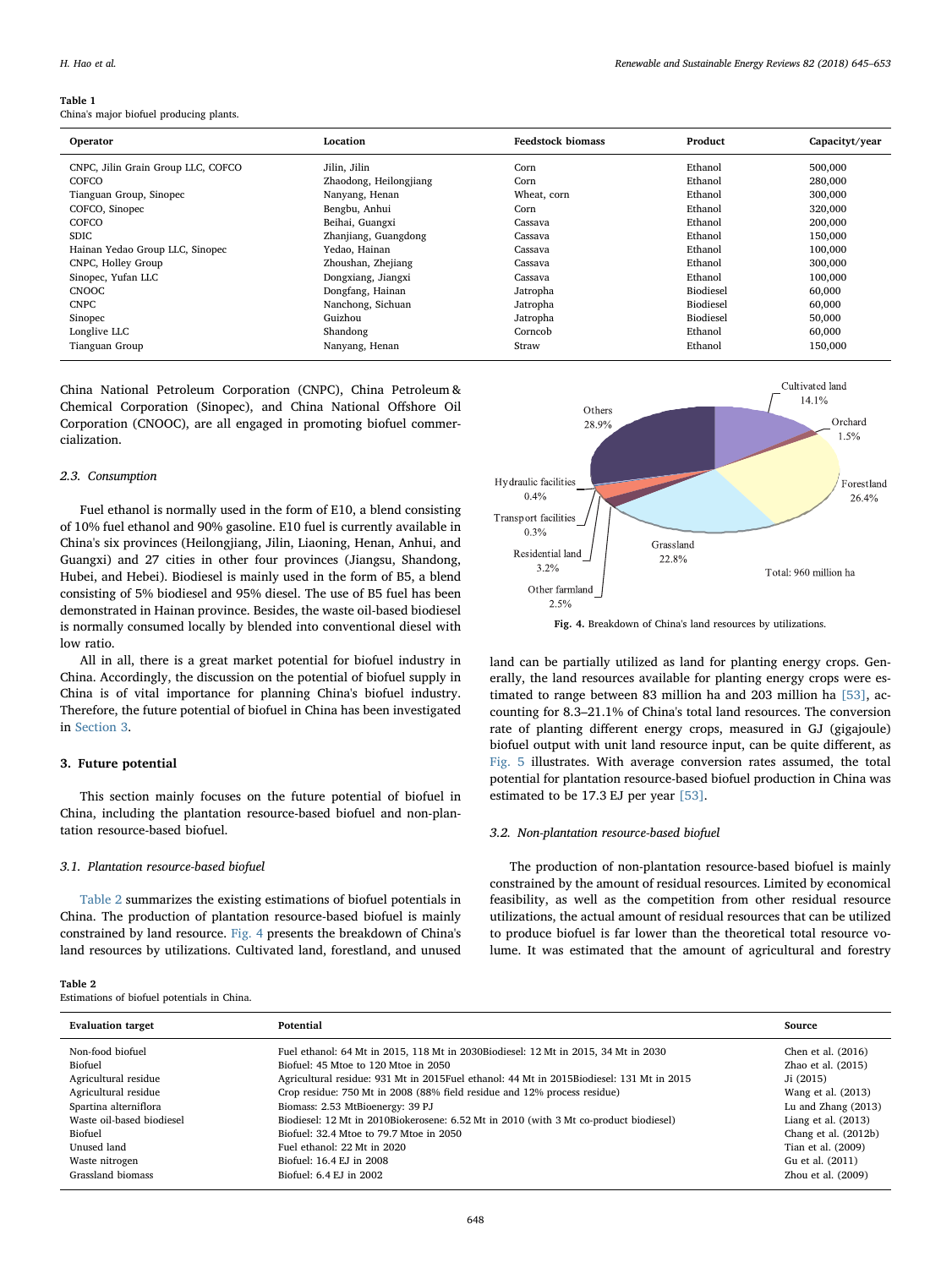**Table 1**
China's major biofuel producing plants.

| Operator | Location | Feedstock biomass | Product | Capacityt/year |
|---|---|---|---|---|
| CNPC, Jilin Grain Group LLC, COFCO | Jilin, Jilin | Corn | Ethanol | 500,000 |
| COFCO | Zhaodong, Heilongjiang | Corn | Ethanol | 280,000 |
| Tianguan Group, Sinopec | Nanyang, Henan | Wheat, corn | Ethanol | 300,000 |
| COFCO, Sinopec | Bengbu, Anhui | Corn | Ethanol | 320,000 |
| COFCO | Beihai, Guangxi | Cassava | Ethanol | 200,000 |
| SDIC | Zhanjiang, Guangdong | Cassava | Ethanol | 150,000 |
| Hainan Yedao Group LLC, Sinopec | Yedao, Hainan | Cassava | Ethanol | 100,000 |
| CNPC, Holley Group | Zhoushan, Zhejiang | Cassava | Ethanol | 300,000 |
| Sinopec, Yufan LLC | Dongxiang, Jiangxi | Cassava | Ethanol | 100,000 |
| CNOOC | Dongfang, Hainan | Jatropha | Biodiesel | 60,000 |
| CNPC | Nanchong, Sichuan | Jatropha | Biodiesel | 60,000 |
| Sinopec | Guizhou | Jatropha | Biodiesel | 50,000 |
| Longlive LLC | Shandong | Corncob | Ethanol | 60,000 |
| Tianguan Group | Nanyang, Henan | Straw | Ethanol | 150,000 |

China National Petroleum Corporation (CNPC), China Petroleum & Chemical Corporation (Sinopec), and China National Offshore Oil Corporation (CNOOC), are all engaged in promoting biofuel commercialization.

### 2.3. Consumption

Fuel ethanol is normally used in the form of E10, a blend consisting of 10% fuel ethanol and 90% gasoline. E10 fuel is currently available in China's six provinces (Heilongjiang, Jilin, Liaoning, Henan, Anhui, and Guangxi) and 27 cities in other four provinces (Jiangsu, Shandong, Hubei, and Hebei). Biodiesel is mainly used in the form of B5, a blend consisting of 5% biodiesel and 95% diesel. The use of B5 fuel has been demonstrated in Hainan province. Besides, the waste oil-based biodiesel is normally consumed locally by blended into conventional diesel with low ratio.

All in all, there is a great market potential for biofuel industry in China. Accordingly, the discussion on the potential of biofuel supply in China is of vital importance for planning China's biofuel industry. Therefore, the future potential of biofuel in China has been investigated in Section 3.

## 3. Future potential

This section mainly focuses on the future potential of biofuel in China, including the plantation resource-based biofuel and non-plantation resource-based biofuel.

### 3.1. Plantation resource-based biofuel

Table 2 summarizes the existing estimations of biofuel potentials in China. The production of plantation resource-based biofuel is mainly constrained by land resource. Fig. 4 presents the breakdown of China's land resources by utilizations. Cultivated land, forestland, and unused land can be partially utilized as land for planting energy crops. Generally, the land resources available for planting energy crops were estimated to range between 83 million ha and 203 million ha [53], accounting for 8.3–21.1% of China's total land resources. The conversion rate of planting different energy crops, measured in GJ (gigajoule) biofuel output with unit land resource input, can be quite different, as Fig. 5 illustrates. With average conversion rates assumed, the total potential for plantation resource-based biofuel production in China was estimated to be 17.3 EJ per year [53].

Cultivated land 14.1%; Orchard 1.5%; Forestland 26.4%; Grassland 22.8%; Other farmland 2.5%; Residential land 3.2%; Transport facilities 0.3%; Hydraulic facilities 0.4%; Others 28.9%. Total: 960 million ha

**Fig. 4.** Breakdown of China's land resources by utilizations.

### 3.2. Non-plantation resource-based biofuel

The production of non-plantation resource-based biofuel is mainly constrained by the amount of residual resources. Limited by economical feasibility, as well as the competition from other residual resource utilizations, the actual amount of residual resources that can be utilized to produce biofuel is far lower than the theoretical total resource volume. It was estimated that the amount of agricultural and forestry

**Table 2**
Estimations of biofuel potentials in China.

| Evaluation target | Potential | Source |
|---|---|---|
| Non-food biofuel | Fuel ethanol: 64 Mt in 2015, 118 Mt in 2030Biodiesel: 12 Mt in 2015, 34 Mt in 2030 | Chen et al. (2016) |
| Biofuel | Biofuel: 45 Mtoe to 120 Mtoe in 2050 | Zhao et al. (2015) |
| Agricultural residue | Agricultural residue: 931 Mt in 2015Fuel ethanol: 44 Mt in 2015Biodiesel: 131 Mt in 2015 | Ji (2015) |
| Agricultural residue | Crop residue: 750 Mt in 2008 (88% field residue and 12% process residue) | Wang et al. (2013) |
| Spartina alterniflora | Biomass: 2.53 MtBioenergy: 39 PJ | Lu and Zhang (2013) |
| Waste oil-based biodiesel | Biodiesel: 12 Mt in 2010Biokerosene: 6.52 Mt in 2010 (with 3 Mt co-product biodiesel) | Liang et al. (2013) |
| Biofuel | Biofuel: 32.4 Mtoe to 79.7 Mtoe in 2050 | Chang et al. (2012b) |
| Unused land | Fuel ethanol: 22 Mt in 2020 | Tian et al. (2009) |
| Waste nitrogen | Biofuel: 16.4 EJ in 2008 | Gu et al. (2011) |
| Grassland biomass | Biofuel: 6.4 EJ in 2002 | Zhou et al. (2009) |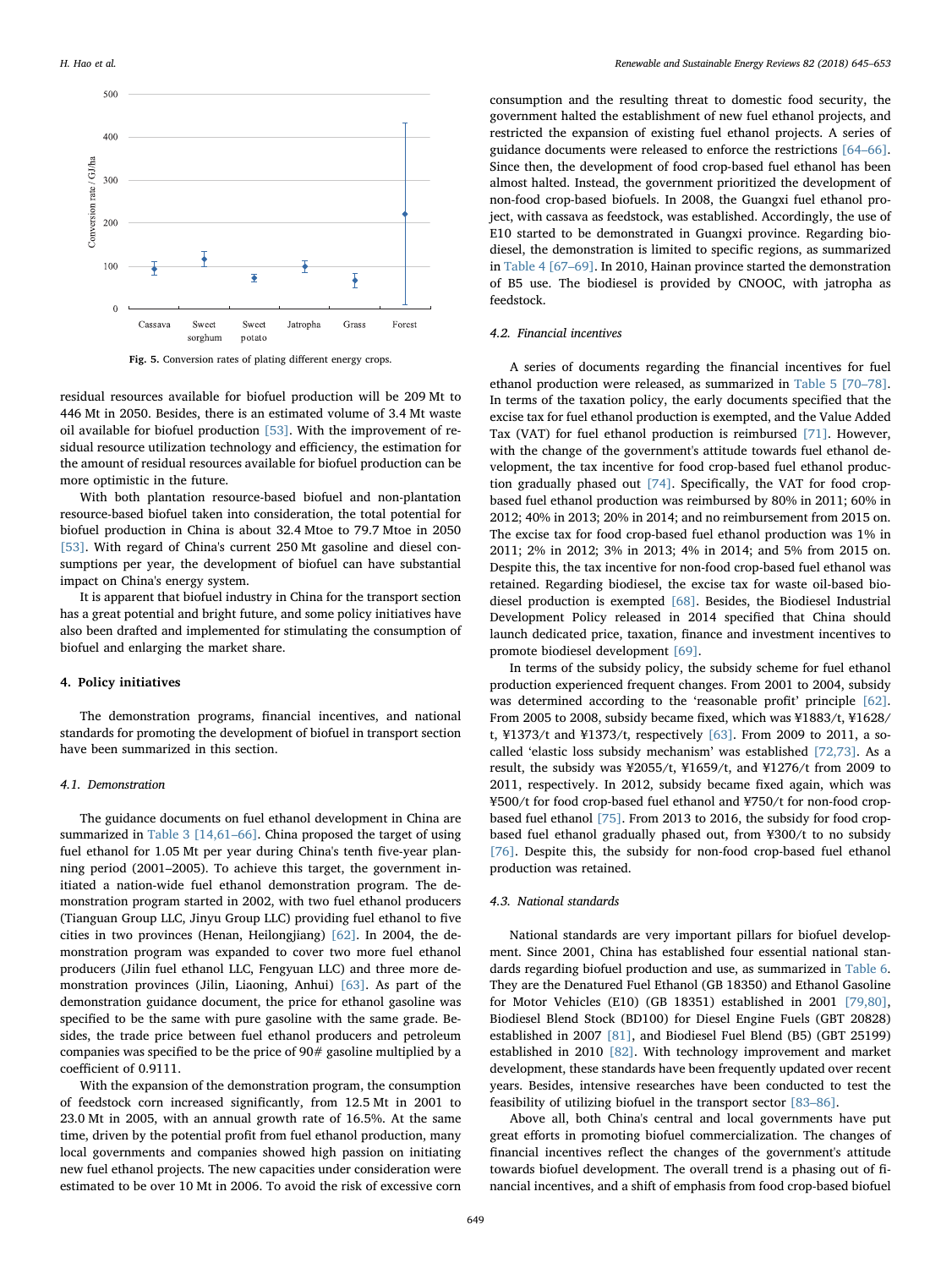Fig. 5. Conversion rates of plating different energy crops.

residual resources available for biofuel production will be 209 Mt to 446 Mt in 2050. Besides, there is an estimated volume of 3.4 Mt waste oil available for biofuel production [53]. With the improvement of residual resource utilization technology and efficiency, the estimation for the amount of residual resources available for biofuel production can be more optimistic in the future.

With both plantation resource-based biofuel and non-plantation resource-based biofuel taken into consideration, the total potential for biofuel production in China is about 32.4 Mtoe to 79.7 Mtoe in 2050 [53]. With regard of China's current 250 Mt gasoline and diesel consumptions per year, the development of biofuel can have substantial impact on China's energy system.

It is apparent that biofuel industry in China for the transport section has a great potential and bright future, and some policy initiatives have also been drafted and implemented for stimulating the consumption of biofuel and enlarging the market share.

## 4. Policy initiatives

The demonstration programs, financial incentives, and national standards for promoting the development of biofuel in transport section have been summarized in this section.

### 4.1. Demonstration

The guidance documents on fuel ethanol development in China are summarized in Table 3 [14,61–66]. China proposed the target of using fuel ethanol for 1.05 Mt per year during China's tenth five-year planning period (2001–2005). To achieve this target, the government initiated a nation-wide fuel ethanol demonstration program. The demonstration program started in 2002, with two fuel ethanol producers (Tianguan Group LLC, Jinyu Group LLC) providing fuel ethanol to five cities in two provinces (Henan, Heilongjiang) [62]. In 2004, the demonstration program was expanded to cover two more fuel ethanol producers (Jilin fuel ethanol LLC, Fengyuan LLC) and three more demonstration provinces (Jilin, Liaoning, Anhui) [63]. As part of the demonstration guidance document, the price for ethanol gasoline was specified to be the same with pure gasoline with the same grade. Besides, the trade price between fuel ethanol producers and petroleum companies was specified to be the price of 90# gasoline multiplied by a coefficient of 0.9111.

With the expansion of the demonstration program, the consumption of feedstock corn increased significantly, from 12.5 Mt in 2001 to 23.0 Mt in 2005, with an annual growth rate of 16.5%. At the same time, driven by the potential profit from fuel ethanol production, many local governments and companies showed high passion on initiating new fuel ethanol projects. The new capacities under consideration were estimated to be over 10 Mt in 2006. To avoid the risk of excessive corn consumption and the resulting threat to domestic food security, the government halted the establishment of new fuel ethanol projects, and restricted the expansion of existing fuel ethanol projects. A series of guidance documents were released to enforce the restrictions [64–66]. Since then, the development of food crop-based fuel ethanol has been almost halted. Instead, the government prioritized the development of non-food crop-based biofuels. In 2008, the Guangxi fuel ethanol project, with cassava as feedstock, was established. Accordingly, the use of E10 started to be demonstrated in Guangxi province. Regarding biodiesel, the demonstration is limited to specific regions, as summarized in Table 4 [67–69]. In 2010, Hainan province started the demonstration of B5 use. The biodiesel is provided by CNOOC, with jatropha as feedstock.

### 4.2. Financial incentives

A series of documents regarding the financial incentives for fuel ethanol production were released, as summarized in Table 5 [70–78]. In terms of the taxation policy, the early documents specified that the excise tax for fuel ethanol production is exempted, and the Value Added Tax (VAT) for fuel ethanol production is reimbursed [71]. However, with the change of the government's attitude towards fuel ethanol development, the tax incentive for food crop-based fuel ethanol production gradually phased out [74]. Specifically, the VAT for food crop-based fuel ethanol production was reimbursed by 80% in 2011; 60% in 2012; 40% in 2013; 20% in 2014; and no reimbursement from 2015 on. The excise tax for food crop-based fuel ethanol production was 1% in 2011; 2% in 2012; 3% in 2013; 4% in 2014; and 5% from 2015 on. Despite this, the tax incentive for non-food crop-based fuel ethanol was retained. Regarding biodiesel, the excise tax for waste oil-based biodiesel production is exempted [68]. Besides, the Biodiesel Industrial Development Policy released in 2014 specified that China should launch dedicated price, taxation, finance and investment incentives to promote biodiesel development [69].

In terms of the subsidy policy, the subsidy scheme for fuel ethanol production experienced frequent changes. From 2001 to 2004, subsidy was determined according to the 'reasonable profit' principle [62]. From 2005 to 2008, subsidy became fixed, which was ¥1883/t, ¥1628/t, ¥1373/t and ¥1373/t, respectively [63]. From 2009 to 2011, a so-called 'elastic loss subsidy mechanism' was established [72,73]. As a result, the subsidy was ¥2055/t, ¥1659/t, and ¥1276/t from 2009 to 2011, respectively. In 2012, subsidy became fixed again, which was ¥500/t for food crop-based fuel ethanol and ¥750/t for non-food crop-based fuel ethanol [75]. From 2013 to 2016, the subsidy for food crop-based fuel ethanol gradually phased out, from ¥300/t to no subsidy [76]. Despite this, the subsidy for non-food crop-based fuel ethanol production was retained.

### 4.3. National standards

National standards are very important pillars for biofuel development. Since 2001, China has established four essential national standards regarding biofuel production and use, as summarized in Table 6. They are the Denatured Fuel Ethanol (GB 18350) and Ethanol Gasoline for Motor Vehicles (E10) (GB 18351) established in 2001 [79,80], Biodiesel Blend Stock (BD100) for Diesel Engine Fuels (GBT 20828) established in 2007 [81], and Biodiesel Fuel Blend (B5) (GBT 25199) established in 2010 [82]. With technology improvement and market development, these standards have been frequently updated over recent years. Besides, intensive researches have been conducted to test the feasibility of utilizing biofuel in the transport sector [83–86].

Above all, both China's central and local governments have put great efforts in promoting biofuel commercialization. The changes of financial incentives reflect the changes of the government's attitude towards biofuel development. The overall trend is a phasing out of financial incentives, and a shift of emphasis from food crop-based biofuel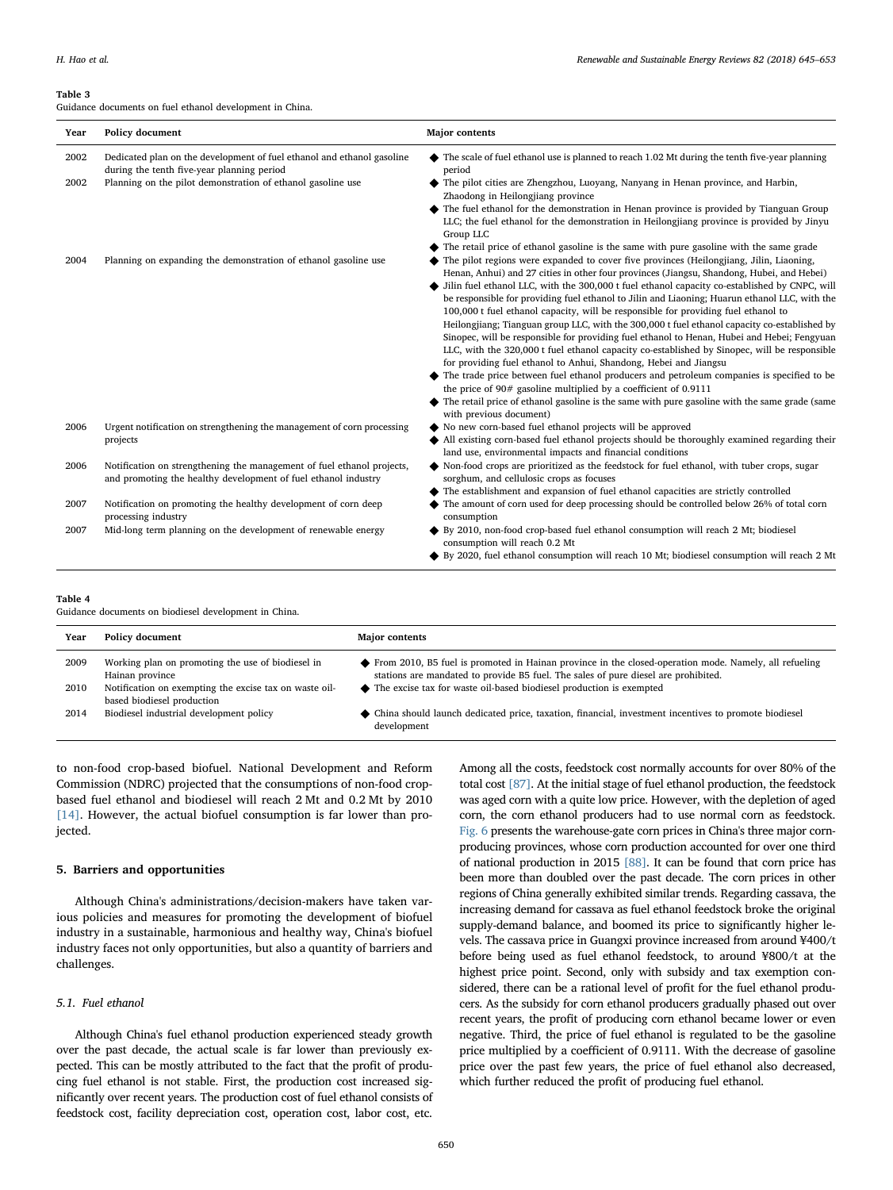**Table 3**
Guidance documents on fuel ethanol development in China.

| Year | Policy document | Major contents |
|---|---|---|
| 2002 | Dedicated plan on the development of fuel ethanol and ethanol gasoline during the tenth five-year planning period | ◆ The scale of fuel ethanol use is planned to reach 1.02 Mt during the tenth five-year planning period |
| 2002 | Planning on the pilot demonstration of ethanol gasoline use | ◆ The pilot cities are Zhengzhou, Luoyang, Nanyang in Henan province, and Harbin, Zhaodong in Heilongjiang province<br>◆ The fuel ethanol for the demonstration in Henan province is provided by Tianguan Group LLC; the fuel ethanol for the demonstration in Heilongjiang province is provided by Jinyu Group LLC<br>◆ The retail price of ethanol gasoline is the same with pure gasoline with the same grade |
| 2004 | Planning on expanding the demonstration of ethanol gasoline use | ◆ The pilot regions were expanded to cover five provinces (Heilongjiang, Jilin, Liaoning, Henan, Anhui) and 27 cities in other four provinces (Jiangsu, Shandong, Hubei, and Hebei)<br>◆ Jilin fuel ethanol LLC, with the 300,000 t fuel ethanol capacity co-established by CNPC, will be responsible for providing fuel ethanol to Jilin and Liaoning; Huarun ethanol LLC, with the 100,000 t fuel ethanol capacity, will be responsible for providing fuel ethanol to Heilongjiang; Tianguan group LLC, with the 300,000 t fuel ethanol capacity co-established by Sinopec, will be responsible for providing fuel ethanol to Henan, Hubei and Hebei; Fengyuan LLC, with the 320,000 t fuel ethanol capacity co-established by Sinopec, will be responsible for providing fuel ethanol to Anhui, Shandong, Hebei and Jiangsu<br>◆ The trade price between fuel ethanol producers and petroleum companies is specified to be the price of 90# gasoline multiplied by a coefficient of 0.9111<br>◆ The retail price of ethanol gasoline is the same with pure gasoline with the same grade (same with previous document) |
| 2006 | Urgent notification on strengthening the management of corn processing projects | ◆ No new corn-based fuel ethanol projects will be approved<br>◆ All existing corn-based fuel ethanol projects should be thoroughly examined regarding their land use, environmental impacts and financial conditions |
| 2006 | Notification on strengthening the management of fuel ethanol projects, and promoting the healthy development of fuel ethanol industry | ◆ Non-food crops are prioritized as the feedstock for fuel ethanol, with tuber crops, sugar sorghum, and cellulosic crops as focuses<br>◆ The establishment and expansion of fuel ethanol capacities are strictly controlled |
| 2007 | Notification on promoting the healthy development of corn deep processing industry | ◆ The amount of corn used for deep processing should be controlled below 26% of total corn consumption |
| 2007 | Mid-long term planning on the development of renewable energy | ◆ By 2010, non-food crop-based fuel ethanol consumption will reach 2 Mt; biodiesel consumption will reach 0.2 Mt<br>◆ By 2020, fuel ethanol consumption will reach 10 Mt; biodiesel consumption will reach 2 Mt |

**Table 4**
Guidance documents on biodiesel development in China.

| Year | Policy document | Major contents |
|---|---|---|
| 2009 | Working plan on promoting the use of biodiesel in Hainan province | ◆ From 2010, B5 fuel is promoted in Hainan province in the closed-operation mode. Namely, all refueling stations are mandated to provide B5 fuel. The sales of pure diesel are prohibited. |
| 2010 | Notification on exempting the excise tax on waste oil-based biodiesel production | ◆ The excise tax for waste oil-based biodiesel production is exempted |
| 2014 | Biodiesel industrial development policy | ◆ China should launch dedicated price, taxation, financial, investment incentives to promote biodiesel development |

to non-food crop-based biofuel. National Development and Reform Commission (NDRC) projected that the consumptions of non-food crop-based fuel ethanol and biodiesel will reach 2 Mt and 0.2 Mt by 2010 [14]. However, the actual biofuel consumption is far lower than projected.

## 5. Barriers and opportunities

Although China's administrations/decision-makers have taken various policies and measures for promoting the development of biofuel industry in a sustainable, harmonious and healthy way, China's biofuel industry faces not only opportunities, but also a quantity of barriers and challenges.

### 5.1. Fuel ethanol

Although China's fuel ethanol production experienced steady growth over the past decade, the actual scale is far lower than previously expected. This can be mostly attributed to the fact that the profit of producing fuel ethanol is not stable. First, the production cost increased significantly over recent years. The production cost of fuel ethanol consists of feedstock cost, facility depreciation cost, operation cost, labor cost, etc. Among all the costs, feedstock cost normally accounts for over 80% of the total cost [87]. At the initial stage of fuel ethanol production, the feedstock was aged corn with a quite low price. However, with the depletion of aged corn, the corn ethanol producers had to use normal corn as feedstock. Fig. 6 presents the warehouse-gate corn prices in China's three major corn-producing provinces, whose corn production accounted for over one third of national production in 2015 [88]. It can be found that corn price has been more than doubled over the past decade. The corn prices in other regions of China generally exhibited similar trends. Regarding cassava, the increasing demand for cassava as fuel ethanol feedstock broke the original supply-demand balance, and boomed its price to significantly higher levels. The cassava price in Guangxi province increased from around ¥400/t before being used as fuel ethanol feedstock, to around ¥800/t at the highest price point. Second, only with subsidy and tax exemption considered, there can be a rational level of profit for the fuel ethanol producers. As the subsidy for corn ethanol producers gradually phased out over recent years, the profit of producing corn ethanol became lower or even negative. Third, the price of fuel ethanol is regulated to be the gasoline price multiplied by a coefficient of 0.9111. With the decrease of gasoline price over the past few years, the price of fuel ethanol also decreased, which further reduced the profit of producing fuel ethanol.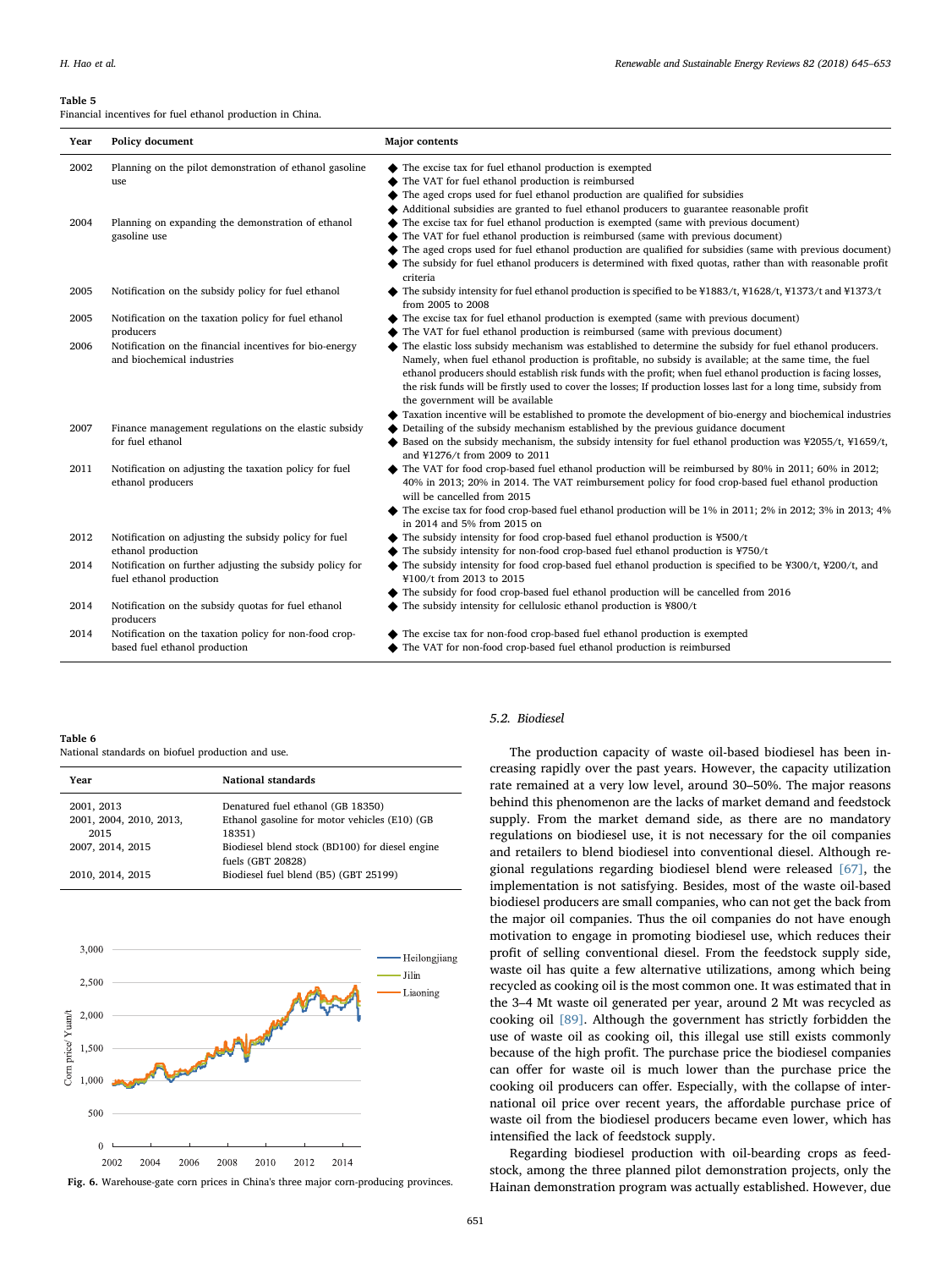**Table 5**
Financial incentives for fuel ethanol production in China.

| Year | Policy document | Major contents |
|---|---|---|
| 2002 | Planning on the pilot demonstration of ethanol gasoline use | ◆ The excise tax for fuel ethanol production is exempted<br>◆ The VAT for fuel ethanol production is reimbursed<br>◆ The aged crops used for fuel ethanol production are qualified for subsidies<br>◆ Additional subsidies are granted to fuel ethanol producers to guarantee reasonable profit |
| 2004 | Planning on expanding the demonstration of ethanol gasoline use | ◆ The excise tax for fuel ethanol production is exempted (same with previous document)<br>◆ The VAT for fuel ethanol production is reimbursed (same with previous document)<br>◆ The aged crops used for fuel ethanol production are qualified for subsidies (same with previous document)<br>◆ The subsidy for fuel ethanol producers is determined with fixed quotas, rather than with reasonable profit criteria |
| 2005 | Notification on the subsidy policy for fuel ethanol | ◆ The subsidy intensity for fuel ethanol production is specified to be ¥1883/t, ¥1628/t, ¥1373/t and ¥1373/t from 2005 to 2008 |
| 2005 | Notification on the taxation policy for fuel ethanol producers | ◆ The excise tax for fuel ethanol production is exempted (same with previous document)<br>◆ The VAT for fuel ethanol production is reimbursed (same with previous document) |
| 2006 | Notification on the financial incentives for bio-energy and biochemical industries | ◆ The elastic loss subsidy mechanism was established to determine the subsidy for fuel ethanol producers. Namely, when fuel ethanol production is profitable, no subsidy is available; at the same time, the fuel ethanol producers should establish risk funds with the profit; when fuel ethanol production is facing losses, the risk funds will be firstly used to cover the losses; If production losses last for a long time, subsidy from the government will be available<br>◆ Taxation incentive will be established to promote the development of bio-energy and biochemical industries |
| 2007 | Finance management regulations on the elastic subsidy for fuel ethanol | ◆ Detailing of the subsidy mechanism established by the previous guidance document<br>◆ Based on the subsidy mechanism, the subsidy intensity for fuel ethanol production was ¥2055/t, ¥1659/t, and ¥1276/t from 2009 to 2011 |
| 2011 | Notification on adjusting the taxation policy for fuel ethanol producers | ◆ The VAT for food crop-based fuel ethanol production will be reimbursed by 80% in 2011; 60% in 2012; 40% in 2013; 20% in 2014. The VAT reimbursement policy for food crop-based fuel ethanol production will be cancelled from 2015<br>◆ The excise tax for food crop-based fuel ethanol production will be 1% in 2011; 2% in 2012; 3% in 2013; 4% in 2014 and 5% from 2015 on |
| 2012 | Notification on adjusting the subsidy policy for fuel ethanol production | ◆ The subsidy intensity for food crop-based fuel ethanol production is ¥500/t<br>◆ The subsidy intensity for non-food crop-based fuel ethanol production is ¥750/t |
| 2014 | Notification on further adjusting the subsidy policy for fuel ethanol production | ◆ The subsidy intensity for food crop-based fuel ethanol production is specified to be ¥300/t, ¥200/t, and ¥100/t from 2013 to 2015<br>◆ The subsidy for food crop-based fuel ethanol production will be cancelled from 2016 |
| 2014 | Notification on the subsidy quotas for fuel ethanol producers | ◆ The subsidy intensity for cellulosic ethanol production is ¥800/t |
| 2014 | Notification on the taxation policy for non-food crop-based fuel ethanol production | ◆ The excise tax for non-food crop-based fuel ethanol production is exempted<br>◆ The VAT for non-food crop-based fuel ethanol production is reimbursed |

**Table 6**
National standards on biofuel production and use.

| Year | National standards |
|---|---|
| 2001, 2013 | Denatured fuel ethanol (GB 18350) |
| 2001, 2004, 2010, 2013, 2015 | Ethanol gasoline for motor vehicles (E10) (GB 18351) |
| 2007, 2014, 2015 | Biodiesel blend stock (BD100) for diesel engine fuels (GBT 20828) |
| 2010, 2014, 2015 | Biodiesel fuel blend (B5) (GBT 25199) |

**Fig. 6.** Warehouse-gate corn prices in China's three major corn-producing provinces.

### 5.2. Biodiesel

The production capacity of waste oil-based biodiesel has been increasing rapidly over the past years. However, the capacity utilization rate remained at a very low level, around 30–50%. The major reasons behind this phenomenon are the lacks of market demand and feedstock supply. From the market demand side, as there are no mandatory regulations on biodiesel use, it is not necessary for the oil companies and retailers to blend biodiesel into conventional diesel. Although regional regulations regarding biodiesel blend were released [67], the implementation is not satisfying. Besides, most of the waste oil-based biodiesel producers are small companies, who can not get the back from the major oil companies. Thus the oil companies do not have enough motivation to engage in promoting biodiesel use, which reduces their profit of selling conventional diesel. From the feedstock supply side, waste oil has quite a few alternative utilizations, among which being recycled as cooking oil is the most common one. It was estimated that in the 3–4 Mt waste oil generated per year, around 2 Mt was recycled as cooking oil [89]. Although the government has strictly forbidden the use of waste oil as cooking oil, this illegal use still exists commonly because of the high profit. The purchase price the biodiesel companies can offer for waste oil is much lower than the purchase price the cooking oil producers can offer. Especially, with the collapse of international oil price over recent years, the affordable purchase price of waste oil from the biodiesel producers became even lower, which has intensified the lack of feedstock supply.

Regarding biodiesel production with oil-bearding crops as feedstock, among the three planned pilot demonstration projects, only the Hainan demonstration program was actually established. However, due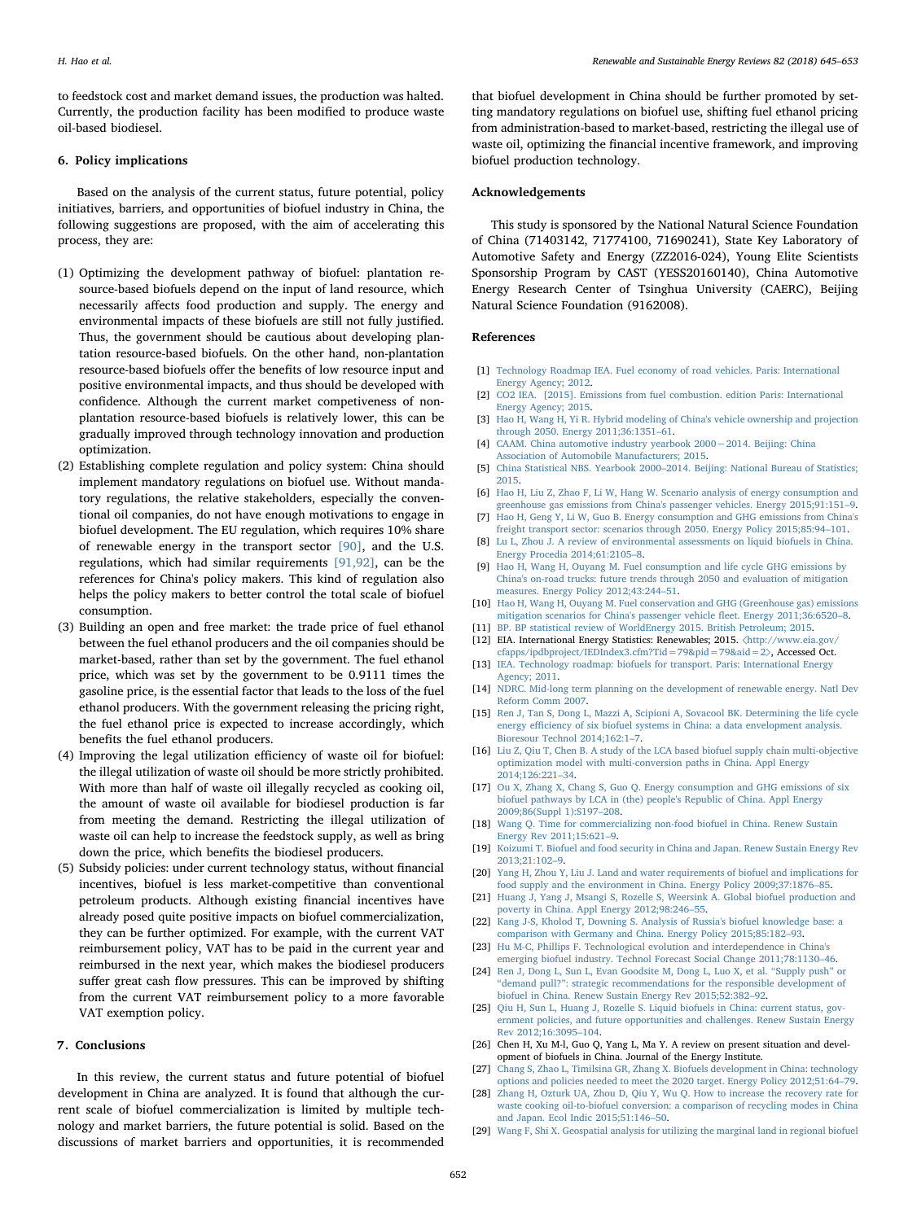to feedstock cost and market demand issues, the production was halted. Currently, the production facility has been modified to produce waste oil-based biodiesel.

## 6. Policy implications

Based on the analysis of the current status, future potential, policy initiatives, barriers, and opportunities of biofuel industry in China, the following suggestions are proposed, with the aim of accelerating this process, they are:

(1) Optimizing the development pathway of biofuel: plantation resource-based biofuels depend on the input of land resource, which necessarily affects food production and supply. The energy and environmental impacts of these biofuels are still not fully justified. Thus, the government should be cautious about developing plantation resource-based biofuels. On the other hand, non-plantation resource-based biofuels offer the benefits of low resource input and positive environmental impacts, and thus should be developed with confidence. Although the current market competiveness of non-plantation resource-based biofuels is relatively lower, this can be gradually improved through technology innovation and production optimization.

(2) Establishing complete regulation and policy system: China should implement mandatory regulations on biofuel use. Without mandatory regulations, the relative stakeholders, especially the conventional oil companies, do not have enough motivations to engage in biofuel development. The EU regulation, which requires 10% share of renewable energy in the transport sector [90], and the U.S. regulations, which had similar requirements [91,92], can be the references for China's policy makers. This kind of regulation also helps the policy makers to better control the total scale of biofuel consumption.

(3) Building an open and free market: the trade price of fuel ethanol between the fuel ethanol producers and the oil companies should be market-based, rather than set by the government. The fuel ethanol price, which was set by the government to be 0.9111 times the gasoline price, is the essential factor that leads to the loss of the fuel ethanol producers. With the government releasing the pricing right, the fuel ethanol price is expected to increase accordingly, which benefits the fuel ethanol producers.

(4) Improving the legal utilization efficiency of waste oil for biofuel: the illegal utilization of waste oil should be more strictly prohibited. With more than half of waste oil illegally recycled as cooking oil, the amount of waste oil available for biodiesel production is far from meeting the demand. Restricting the illegal utilization of waste oil can help to increase the feedstock supply, as well as bring down the price, which benefits the biodiesel producers.

(5) Subsidy policies: under current technology status, without financial incentives, biofuel is less market-competitive than conventional petroleum products. Although existing financial incentives have already posed quite positive impacts on biofuel commercialization, they can be further optimized. For example, with the current VAT reimbursement policy, VAT has to be paid in the current year and reimbursed in the next year, which makes the biodiesel producers suffer great cash flow pressures. This can be improved by shifting from the current VAT reimbursement policy to a more favorable VAT exemption policy.

## 7. Conclusions

In this review, the current status and future potential of biofuel development in China are analyzed. It is found that although the current scale of biofuel commercialization is limited by multiple technology and market barriers, the future potential is solid. Based on the discussions of market barriers and opportunities, it is recommended that biofuel development in China should be further promoted by setting mandatory regulations on biofuel use, shifting fuel ethanol pricing from administration-based to market-based, restricting the illegal use of waste oil, optimizing the financial incentive framework, and improving biofuel production technology.

## Acknowledgements

This study is sponsored by the National Natural Science Foundation of China (71403142, 71774100, 71690241), State Key Laboratory of Automotive Safety and Energy (ZZ2016-024), Young Elite Scientists Sponsorship Program by CAST (YESS20160140), China Automotive Energy Research Center of Tsinghua University (CAERC), Beijing Natural Science Foundation (9162008).

## References

[1] Technology Roadmap IEA. Fuel economy of road vehicles. Paris: International Energy Agency; 2012.

[2] CO2 IEA. [2015]. Emissions from fuel combustion. edition Paris: International Energy Agency; 2015.

[3] Hao H, Wang H, Yi R. Hybrid modeling of China's vehicle ownership and projection through 2050. Energy 2011;36:1351–61.

[4] CAAM. China automotive industry yearbook 2000 − 2014. Beijing: China Association of Automobile Manufacturers; 2015.

[5] China Statistical NBS. Yearbook 2000–2014. Beijing: National Bureau of Statistics; 2015.

[6] Hao H, Liu Z, Zhao F, Li W, Hang W. Scenario analysis of energy consumption and greenhouse gas emissions from China's passenger vehicles. Energy 2015;91:151–9.

[7] Hao H, Geng Y, Li W, Guo B. Energy consumption and GHG emissions from China's freight transport sector: scenarios through 2050. Energy Policy 2015;85:94–101.

[8] Lu L, Zhou J. A review of environmental assessments on liquid biofuels in China. Energy Procedia 2014;61:2105–8.

[9] Hao H, Wang H, Ouyang M. Fuel consumption and life cycle GHG emissions by China's on-road trucks: future trends through 2050 and evaluation of mitigation measures. Energy Policy 2012;43:244–51.

[10] Hao H, Wang H, Ouyang M. Fuel conservation and GHG (Greenhouse gas) emissions mitigation scenarios for China's passenger vehicle fleet. Energy 2011;36:6520–8.

[11] BP. BP statistical review of WorldEnergy 2015. British Petroleum; 2015.

[12] EIA. International Energy Statistics: Renewables; 2015. ⟨http://www.eia.gov/cfapps/ipdbproject/IEDIndex3.cfm?Tid=79&pid=79&aid=2⟩, Accessed Oct.

[13] IEA. Technology roadmap: biofuels for transport. Paris: International Energy Agency; 2011.

[14] NDRC. Mid-long term planning on the development of renewable energy. Natl Dev Reform Comm 2007.

[15] Ren J, Tan S, Dong L, Mazzi A, Scipioni A, Sovacool BK. Determining the life cycle energy efficiency of six biofuel systems in China: a data envelopment analysis. Bioresour Technol 2014;162:1–7.

[16] Liu Z, Qiu T, Chen B. A study of the LCA based biofuel supply chain multi-objective optimization model with multi-conversion paths in China. Appl Energy 2014;126:221–34.

[17] Ou X, Zhang X, Chang S, Guo Q. Energy consumption and GHG emissions of six biofuel pathways by LCA in (the) people's Republic of China. Appl Energy 2009;86(Suppl 1):S197–208.

[18] Wang Q. Time for commercializing non-food biofuel in China. Renew Sustain Energy Rev 2011;15:621–9.

[19] Koizumi T. Biofuel and food security in China and Japan. Renew Sustain Energy Rev 2013;21:102–9.

[20] Yang H, Zhou Y, Liu J. Land and water requirements of biofuel and implications for food supply and the environment in China. Energy Policy 2009;37:1876–85.

[21] Huang J, Yang J, Msangi S, Rozelle S, Weersink A. Global biofuel production and poverty in China. Appl Energy 2012;98:246–55.

[22] Kang J-S, Kholod T, Downing S. Analysis of Russia's biofuel knowledge base: a comparison with Germany and China. Energy Policy 2015;85:182–93.

[23] Hu M-C, Phillips F. Technological evolution and interdependence in China's emerging biofuel industry. Technol Forecast Social Change 2011;78:1130–46.

[24] Ren J, Dong L, Sun L, Evan Goodsite M, Dong L, Luo X, et al. "Supply push" or "demand pull?": strategic recommendations for the responsible development of biofuel in China. Renew Sustain Energy Rev 2015;52:382–92.

[25] Qiu H, Sun L, Huang J, Rozelle S. Liquid biofuels in China: current status, government policies, and future opportunities and challenges. Renew Sustain Energy Rev 2012;16:3095–104.

[26] Chen H, Xu M-l, Guo Q, Yang L, Ma Y. A review on present situation and development of biofuels in China. Journal of the Energy Institute.

[27] Chang S, Zhao L, Timilsina GR, Zhang X. Biofuels development in China: technology options and policies needed to meet the 2020 target. Energy Policy 2012;51:64–79.

[28] Zhang H, Ozturk UA, Zhou D, Qiu Y, Wu Q. How to increase the recovery rate for waste cooking oil-to-biofuel conversion: a comparison of recycling modes in China and Japan. Ecol Indic 2015;51:146–50.

[29] Wang F, Shi X. Geospatial analysis for utilizing the marginal land in regional biofuel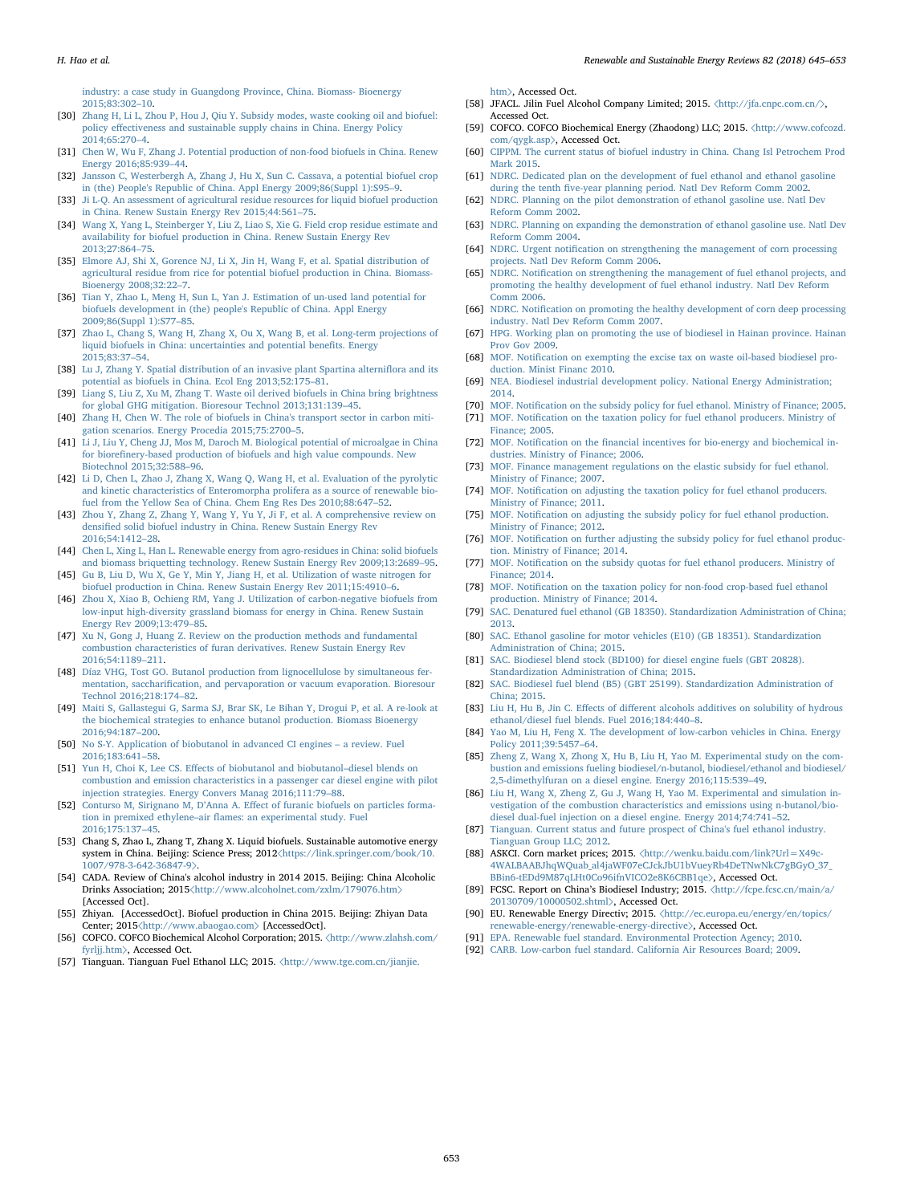industry: a case study in Guangdong Province, China. Biomass- Bioenergy 2015;83:302–10.

[30] Zhang H, Li L, Zhou P, Hou J, Qiu Y. Subsidy modes, waste cooking oil and biofuel: policy effectiveness and sustainable supply chains in China. Energy Policy 2014;65:270–4.

[31] Chen W, Wu F, Zhang J. Potential production of non-food biofuels in China. Renew Energy 2016;85:939–44.

[32] Jansson C, Westerbergh A, Zhang J, Hu X, Sun C. Cassava, a potential biofuel crop in (the) People's Republic of China. Appl Energy 2009;86(Suppl 1):S95–9.

[33] Ji L-Q. An assessment of agricultural residue resources for liquid biofuel production in China. Renew Sustain Energy Rev 2015;44:561–75.

[34] Wang X, Yang L, Steinberger Y, Liu Z, Liao S, Xie G. Field crop residue estimate and availability for biofuel production in China. Renew Sustain Energy Rev 2013;27:864–75.

[35] Elmore AJ, Shi X, Gorence NJ, Li X, Jin H, Wang F, et al. Spatial distribution of agricultural residue from rice for potential biofuel production in China. Biomass-Bioenergy 2008;32:22–7.

[36] Tian Y, Zhao L, Meng H, Sun L, Yan J. Estimation of un-used land potential for biofuels development in (the) people's Republic of China. Appl Energy 2009;86(Suppl 1):S77–85.

[37] Zhao L, Chang S, Wang H, Zhang X, Ou X, Wang B, et al. Long-term projections of liquid biofuels in China: uncertainties and potential benefits. Energy 2015;83:37–54.

[38] Lu J, Zhang Y. Spatial distribution of an invasive plant Spartina alterniflora and its potential as biofuels in China. Ecol Eng 2013;52:175–81.

[39] Liang S, Liu Z, Xu M, Zhang T. Waste oil derived biofuels in China bring brightness for global GHG mitigation. Bioresour Technol 2013;131:139–45.

[40] Zhang H, Chen W. The role of biofuels in China's transport sector in carbon mitigation scenarios. Energy Procedia 2015;75:2700–5.

[41] Li J, Liu Y, Cheng JJ, Mos M, Daroch M. Biological potential of microalgae in China for biorefinery-based production of biofuels and high value compounds. New Biotechnol 2015;32:588–96.

[42] Li D, Chen L, Zhao J, Zhang X, Wang Q, Wang H, et al. Evaluation of the pyrolytic and kinetic characteristics of Enteromorpha prolifera as a source of renewable biofuel from the Yellow Sea of China. Chem Eng Res Des 2010;88:647–52.

[43] Zhou Y, Zhang Z, Zhang Y, Wang Y, Yu Y, Ji F, et al. A comprehensive review on densified solid biofuel industry in China. Renew Sustain Energy Rev 2016;54:1412–28.

[44] Chen L, Xing L, Han L. Renewable energy from agro-residues in China: solid biofuels and biomass briquetting technology. Renew Sustain Energy Rev 2009;13:2689–95.

[45] Gu B, Liu D, Wu X, Ge Y, Min Y, Jiang H, et al. Utilization of waste nitrogen for biofuel production in China. Renew Sustain Energy Rev 2011;15:4910–6.

[46] Zhou X, Xiao B, Ochieng RM, Yang J. Utilization of carbon-negative biofuels from low-input high-diversity grassland biomass for energy in China. Renew Sustain Energy Rev 2009;13:479–85.

[47] Xu N, Gong J, Huang Z. Review on the production methods and fundamental combustion characteristics of furan derivatives. Renew Sustain Energy Rev 2016;54:1189–211.

[48] Díaz VHG, Tost GO. Butanol production from lignocellulose by simultaneous fermentation, saccharification, and pervaporation or vacuum evaporation. Bioresour Technol 2016;218:174–82.

[49] Maiti S, Gallastegui G, Sarma SJ, Brar SK, Le Bihan Y, Drogui P, et al. A re-look at the biochemical strategies to enhance butanol production. Biomass Bioenergy 2016;94:187–200.

[50] No S-Y. Application of biobutanol in advanced CI engines – a review. Fuel 2016;183:641–58.

[51] Yun H, Choi K, Lee CS. Effects of biobutanol and biobutanol–diesel blends on combustion and emission characteristics in a passenger car diesel engine with pilot injection strategies. Energy Convers Manag 2016;111:79–88.

[52] Conturso M, Sirignano M, D'Anna A. Effect of furanic biofuels on particles formation in premixed ethylene–air flames: an experimental study. Fuel 2016;175:137–45.

[53] Chang S, Zhao L, Zhang T, Zhang X. Liquid biofuels. Sustainable automotive energy system in China. Beijing: Science Press; 2012〈https://link.springer.com/book/10.1007/978-3-642-36847-9〉.

[54] CADA. Review of China's alcohol industry in 2014 2015. Beijing: China Alcoholic Drinks Association; 2015〈http://www.alcoholnet.com/zxlm/179076.htm〉 [Accessed Oct].

[55] Zhiyan. [AccessedOct]. Biofuel production in China 2015. Beijing: Zhiyan Data Center; 2015〈http://www.abaogao.com〉 [AccessedOct].

[56] COFCO. COFCO Biochemical Alcohol Corporation; 2015. 〈http://www.zlahsh.com/fyrljj.htm〉, Accessed Oct.

[57] Tianguan. Tianguan Fuel Ethanol LLC; 2015. 〈http://www.tge.com.cn/jianjie.htm〉, Accessed Oct.

[58] JFACL. Jilin Fuel Alcohol Company Limited; 2015. 〈http://jfa.cnpc.com.cn/〉, Accessed Oct.

[59] COFCO. COFCO Biochemical Energy (Zhaodong) LLC; 2015. 〈http://www.cofcozd.com/qygk.asp〉, Accessed Oct.

[60] CIPPM. The current status of biofuel industry in China. Chang Isl Petrochem Prod Mark 2015.

[61] NDRC. Dedicated plan on the development of fuel ethanol and ethanol gasoline during the tenth five-year planning period. Natl Dev Reform Comm 2002.

[62] NDRC. Planning on the pilot demonstration of ethanol gasoline use. Natl Dev Reform Comm 2002.

[63] NDRC. Planning on expanding the demonstration of ethanol gasoline use. Natl Dev Reform Comm 2004.

[64] NDRC. Urgent notification on strengthening the management of corn processing projects. Natl Dev Reform Comm 2006.

[65] NDRC. Notification on strengthening the management of fuel ethanol projects, and promoting the healthy development of fuel ethanol industry. Natl Dev Reform Comm 2006.

[66] NDRC. Notification on promoting the healthy development of corn deep processing industry. Natl Dev Reform Comm 2007.

[67] HPG. Working plan on promoting the use of biodiesel in Hainan province. Hainan Prov Gov 2009.

[68] MOF. Notification on exempting the excise tax on waste oil-based biodiesel production. Minist Financ 2010.

[69] NEA. Biodiesel industrial development policy. National Energy Administration; 2014.

[70] MOF. Notification on the subsidy policy for fuel ethanol. Ministry of Finance; 2005.

[71] MOF. Notification on the taxation policy for fuel ethanol producers. Ministry of Finance; 2005.

[72] MOF. Notification on the financial incentives for bio-energy and biochemical industries. Ministry of Finance; 2006.

[73] MOF. Finance management regulations on the elastic subsidy for fuel ethanol. Ministry of Finance; 2007.

[74] MOF. Notification on adjusting the taxation policy for fuel ethanol producers. Ministry of Finance; 2011.

[75] MOF. Notification on adjusting the subsidy policy for fuel ethanol production. Ministry of Finance; 2012.

[76] MOF. Notification on further adjusting the subsidy policy for fuel ethanol production. Ministry of Finance; 2014.

[77] MOF. Notification on the subsidy quotas for fuel ethanol producers. Ministry of Finance; 2014.

[78] MOF. Notification on the taxation policy for non-food crop-based fuel ethanol production. Ministry of Finance; 2014.

[79] SAC. Denatured fuel ethanol (GB 18350). Standardization Administration of China; 2013.

[80] SAC. Ethanol gasoline for motor vehicles (E10) (GB 18351). Standardization Administration of China; 2015.

[81] SAC. Biodiesel blend stock (BD100) for diesel engine fuels (GBT 20828). Standardization Administration of China; 2015.

[82] SAC. Biodiesel fuel blend (B5) (GBT 25199). Standardization Administration of China; 2015.

[83] Liu H, Hu B, Jin C. Effects of different alcohols additives on solubility of hydrous ethanol/diesel fuel blends. Fuel 2016;184:440–8.

[84] Yao M, Liu H, Feng X. The development of low-carbon vehicles in China. Energy Policy 2011;39:5457–64.

[85] Zheng Z, Wang X, Zhong X, Hu B, Liu H, Yao M. Experimental study on the combustion and emissions fueling biodiesel/n-butanol, biodiesel/ethanol and biodiesel/2,5-dimethylfuran on a diesel engine. Energy 2016;115:539–49.

[86] Liu H, Wang X, Zheng Z, Gu J, Wang H, Yao M. Experimental and simulation investigation of the combustion characteristics and emissions using n-butanol/biodiesel dual-fuel injection on a diesel engine. Energy 2014;74:741–52.

[87] Tianguan. Current status and future prospect of China's fuel ethanol industry. Tianguan Group LLC; 2012.

[88] ASKCI. Corn market prices; 2015. 〈http://wenku.baidu.com/link?Url=X49c-4WALBAABJhqWQuab_al4jaWF07eCJckJbU1bVueyRb4DeTNwNkC7gBGyO_37_BBin6-tEDd9M87qLHt0Co96ifnVICO2e8K6CBB1qe〉, Accessed Oct.

[89] FCSC. Report on China's Biodiesel Industry; 2015. 〈http://fcpe.fcsc.cn/main/a/20130709/10000502.shtml〉, Accessed Oct.

[90] EU. Renewable Energy Directive; 2015. 〈http://ec.europa.eu/energy/en/topics/renewable-energy/renewable-energy-directive〉, Accessed Oct.

[91] EPA. Renewable fuel standard. Environmental Protection Agency; 2010.

[92] CARB. Low-carbon fuel standard. California Air Resources Board; 2009.